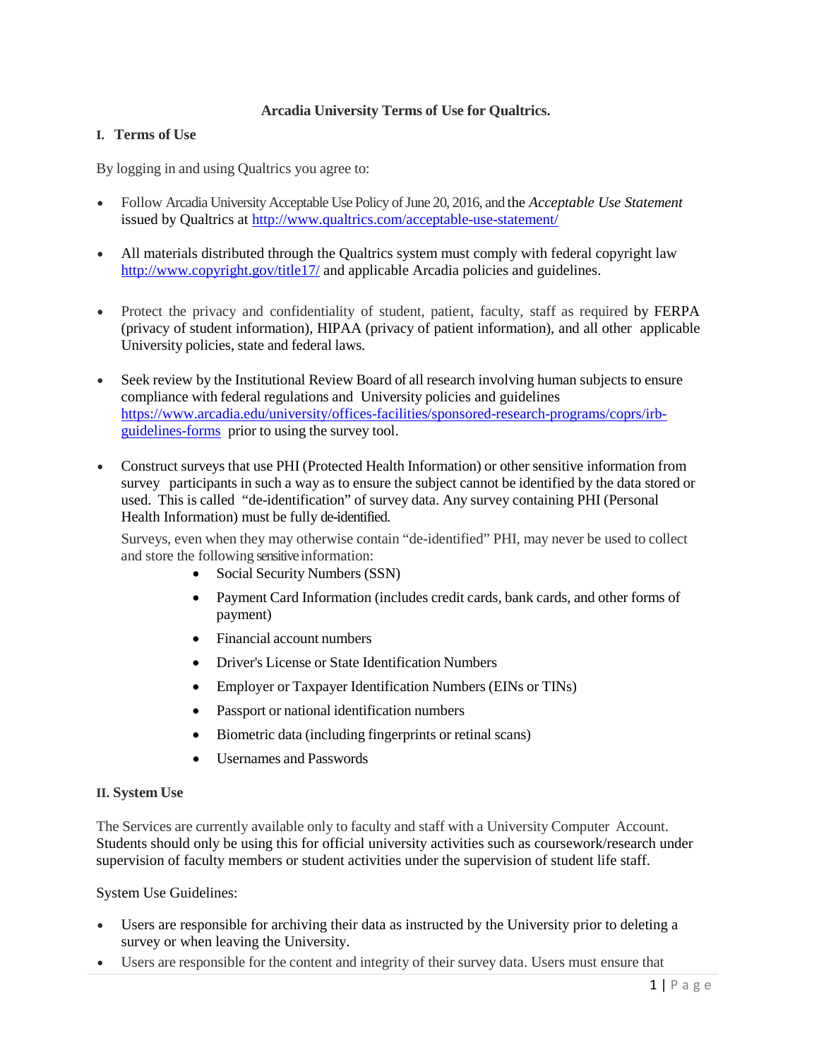# Arcadia University Terms of Use for Qualtrics.

## I. Terms of Use

By logging in and using Qualtrics you agree to:

- Follow Arcadia University Acceptable Use Policy of June 20, 2016, and the *Acceptable Use Statement* issued by Qualtrics at http://www.qualtrics.com/acceptable-use-statement/

- All materials distributed through the Qualtrics system must comply with federal copyright law http://www.copyright.gov/title17/ and applicable Arcadia policies and guidelines.

- Protect the privacy and confidentiality of student, patient, faculty, staff as required by FERPA (privacy of student information), HIPAA (privacy of patient information), and all other applicable University policies, state and federal laws.

- Seek review by the Institutional Review Board of all research involving human subjects to ensure compliance with federal regulations and University policies and guidelines https://www.arcadia.edu/university/offices-facilities/sponsored-research-programs/coprs/irb-guidelines-forms prior to using the survey tool.

- Construct surveys that use PHI (Protected Health Information) or other sensitive information from survey participants in such a way as to ensure the subject cannot be identified by the data stored or used. This is called "de-identification" of survey data. Any survey containing PHI (Personal Health Information) must be fully de-identified.

  Surveys, even when they may otherwise contain "de-identified" PHI, may never be used to collect and store the following sensitive information:

  - Social Security Numbers (SSN)
  - Payment Card Information (includes credit cards, bank cards, and other forms of payment)
  - Financial account numbers
  - Driver's License or State Identification Numbers
  - Employer or Taxpayer Identification Numbers (EINs or TINs)
  - Passport or national identification numbers
  - Biometric data (including fingerprints or retinal scans)
  - Usernames and Passwords

## II. System Use

The Services are currently available only to faculty and staff with a University Computer Account. Students should only be using this for official university activities such as coursework/research under supervision of faculty members or student activities under the supervision of student life staff.

System Use Guidelines:

- Users are responsible for archiving their data as instructed by the University prior to deleting a survey or when leaving the University.
- Users are responsible for the content and integrity of their survey data. Users must ensure that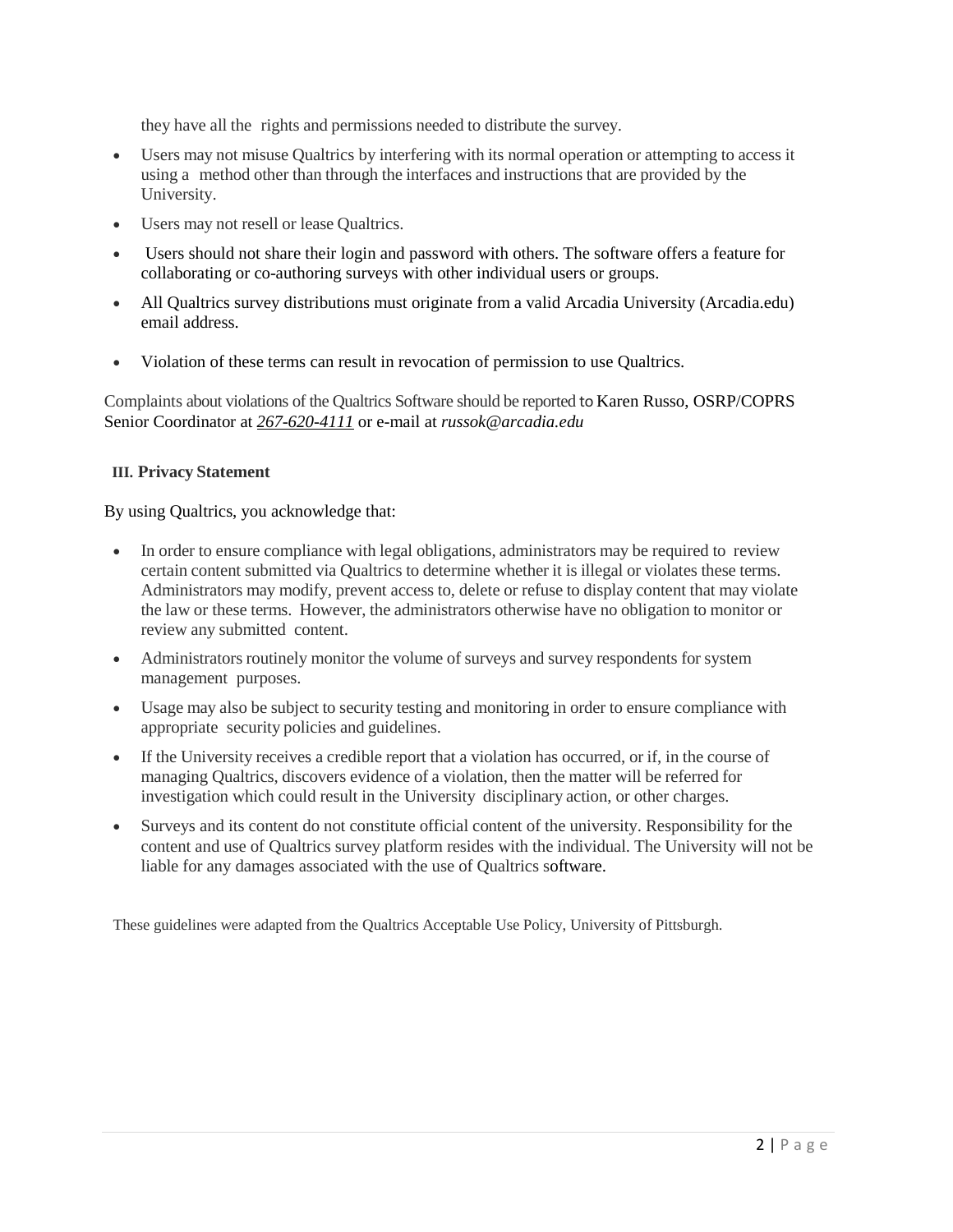they have all the rights and permissions needed to distribute the survey.

- Users may not misuse Qualtrics by interfering with its normal operation or attempting to access it using a method other than through the interfaces and instructions that are provided by the University.
- Users may not resell or lease Qualtrics.
- Users should not share their login and password with others. The software offers a feature for collaborating or co-authoring surveys with other individual users or groups.
- All Qualtrics survey distributions must originate from a valid Arcadia University (Arcadia.edu) email address.
- Violation of these terms can result in revocation of permission to use Qualtrics.

Complaints about violations of the Qualtrics Software should be reported to Karen Russo, OSRP/COPRS Senior Coordinator at *267-620-4111* or e-mail at *russok@arcadia.edu*

### III. Privacy Statement

By using Qualtrics, you acknowledge that:

- In order to ensure compliance with legal obligations, administrators may be required to review certain content submitted via Qualtrics to determine whether it is illegal or violates these terms. Administrators may modify, prevent access to, delete or refuse to display content that may violate the law or these terms. However, the administrators otherwise have no obligation to monitor or review any submitted content.
- Administrators routinely monitor the volume of surveys and survey respondents for system management purposes.
- Usage may also be subject to security testing and monitoring in order to ensure compliance with appropriate security policies and guidelines.
- If the University receives a credible report that a violation has occurred, or if, in the course of managing Qualtrics, discovers evidence of a violation, then the matter will be referred for investigation which could result in the University disciplinary action, or other charges.
- Surveys and its content do not constitute official content of the university. Responsibility for the content and use of Qualtrics survey platform resides with the individual. The University will not be liable for any damages associated with the use of Qualtrics software.

These guidelines were adapted from the Qualtrics Acceptable Use Policy, University of Pittsburgh.